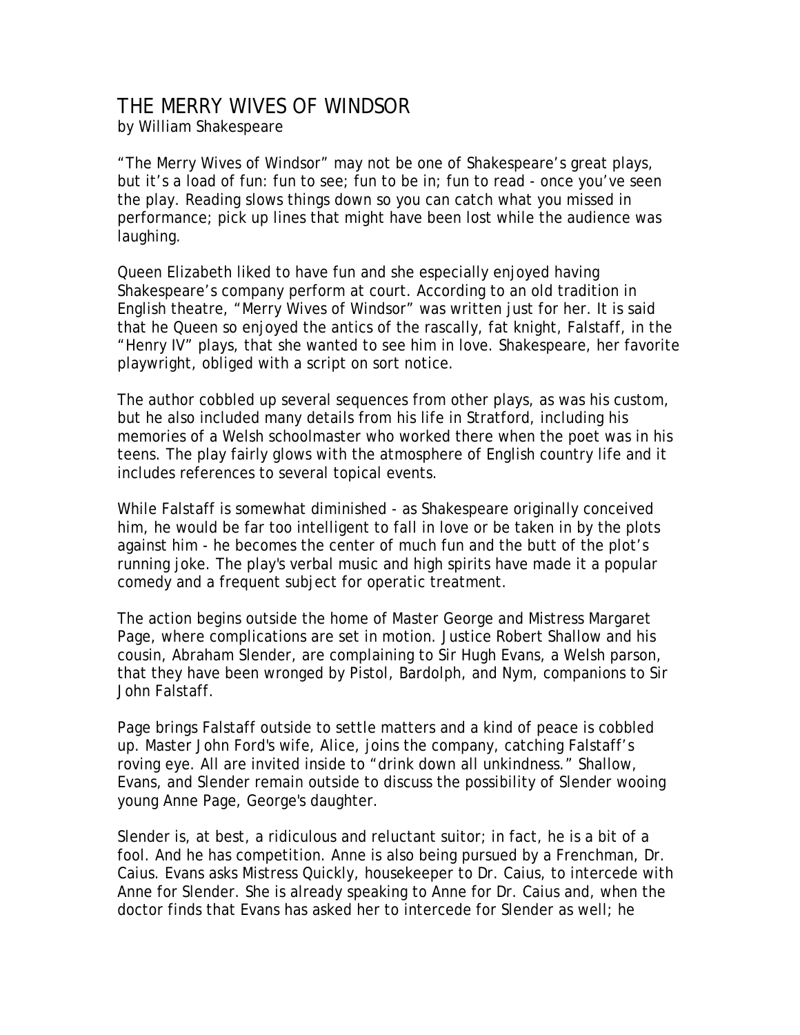# THE MERRY WIVES OF WINDSOR

by William Shakespeare

"The Merry Wives of Windsor" may not be one of Shakespeare's great plays, but it's a load of fun: fun to see; fun to be in; fun to read - once you've seen the play. Reading slows things down so you can catch what you missed in performance; pick up lines that might have been lost while the audience was laughing.

Queen Elizabeth liked to have fun and she especially enjoyed having Shakespeare's company perform at court. According to an old tradition in English theatre, "Merry Wives of Windsor" was written just for her. It is said that he Queen so enjoyed the antics of the rascally, fat knight, Falstaff, in the "Henry IV" plays, that she wanted to see him in love. Shakespeare, her favorite playwright, obliged with a script on sort notice.

The author cobbled up several sequences from other plays, as was his custom, but he also included many details from his life in Stratford, including his memories of a Welsh schoolmaster who worked there when the poet was in his teens. The play fairly glows with the atmosphere of English country life and it includes references to several topical events.

While Falstaff is somewhat diminished - as Shakespeare originally conceived him, he would be far too intelligent to fall in love or be taken in by the plots against him - he becomes the center of much fun and the butt of the plot's running joke. The play's verbal music and high spirits have made it a popular comedy and a frequent subject for operatic treatment.

The action begins outside the home of Master George and Mistress Margaret Page, where complications are set in motion. Justice Robert Shallow and his cousin, Abraham Slender, are complaining to Sir Hugh Evans, a Welsh parson, that they have been wronged by Pistol, Bardolph, and Nym, companions to Sir John Falstaff.

Page brings Falstaff outside to settle matters and a kind of peace is cobbled up. Master John Ford's wife, Alice, joins the company, catching Falstaff's roving eye. All are invited inside to "drink down all unkindness." Shallow, Evans, and Slender remain outside to discuss the possibility of Slender wooing young Anne Page, George's daughter.

Slender is, at best, a ridiculous and reluctant suitor; in fact, he is a bit of a fool. And he has competition. Anne is also being pursued by a Frenchman, Dr. Caius. Evans asks Mistress Quickly, housekeeper to Dr. Caius, to intercede with Anne for Slender. She is already speaking to Anne for Dr. Caius and, when the doctor finds that Evans has asked her to intercede for Slender as well; he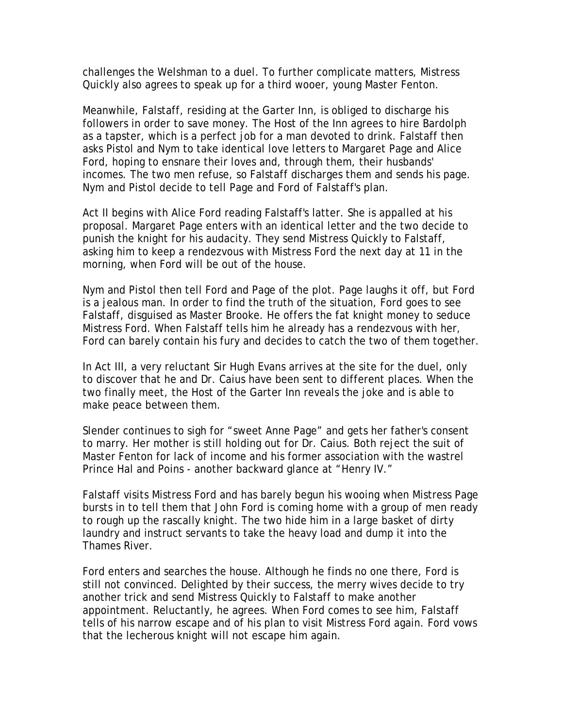challenges the Welshman to a duel. To further complicate matters, Mistress Quickly also agrees to speak up for a third wooer, young Master Fenton.

Meanwhile, Falstaff, residing at the Garter Inn, is obliged to discharge his followers in order to save money. The Host of the Inn agrees to hire Bardolph as a tapster, which is a perfect job for a man devoted to drink. Falstaff then asks Pistol and Nym to take identical love letters to Margaret Page and Alice Ford, hoping to ensnare their loves and, through them, their husbands' incomes. The two men refuse, so Falstaff discharges them and sends his page. Nym and Pistol decide to tell Page and Ford of Falstaff's plan.

Act II begins with Alice Ford reading Falstaff's latter. She is appalled at his proposal. Margaret Page enters with an identical letter and the two decide to punish the knight for his audacity. They send Mistress Quickly to Falstaff, asking him to keep a rendezvous with Mistress Ford the next day at 11 in the morning, when Ford will be out of the house.

Nym and Pistol then tell Ford and Page of the plot. Page laughs it off, but Ford is a jealous man. In order to find the truth of the situation, Ford goes to see Falstaff, disguised as Master Brooke. He offers the fat knight money to seduce Mistress Ford. When Falstaff tells him he already has a rendezvous with her, Ford can barely contain his fury and decides to catch the two of them together.

In Act III, a very reluctant Sir Hugh Evans arrives at the site for the duel, only to discover that he and Dr. Caius have been sent to different places. When the two finally meet, the Host of the Garter Inn reveals the joke and is able to make peace between them.

Slender continues to sigh for "sweet Anne Page" and gets her father's consent to marry. Her mother is still holding out for Dr. Caius. Both reject the suit of Master Fenton for lack of income and his former association with the wastrel Prince Hal and Poins - another backward glance at "Henry IV."

Falstaff visits Mistress Ford and has barely begun his wooing when Mistress Page bursts in to tell them that John Ford is coming home with a group of men ready to rough up the rascally knight. The two hide him in a large basket of dirty laundry and instruct servants to take the heavy load and dump it into the Thames River.

Ford enters and searches the house. Although he finds no one there, Ford is still not convinced. Delighted by their success, the merry wives decide to try another trick and send Mistress Quickly to Falstaff to make another appointment. Reluctantly, he agrees. When Ford comes to see him, Falstaff tells of his narrow escape and of his plan to visit Mistress Ford again. Ford vows that the lecherous knight will not escape him again.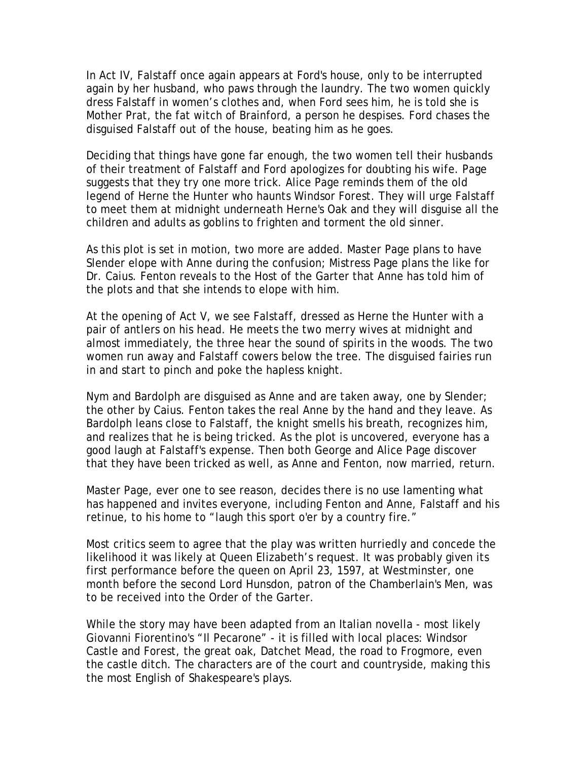In Act IV, Falstaff once again appears at Ford's house, only to be interrupted again by her husband, who paws through the laundry. The two women quickly dress Falstaff in women's clothes and, when Ford sees him, he is told she is Mother Prat, the fat witch of Brainford, a person he despises. Ford chases the disguised Falstaff out of the house, beating him as he goes.

Deciding that things have gone far enough, the two women tell their husbands of their treatment of Falstaff and Ford apologizes for doubting his wife. Page suggests that they try one more trick. Alice Page reminds them of the old legend of Herne the Hunter who haunts Windsor Forest. They will urge Falstaff to meet them at midnight underneath Herne's Oak and they will disguise all the children and adults as goblins to frighten and torment the old sinner.

As this plot is set in motion, two more are added. Master Page plans to have Slender elope with Anne during the confusion; Mistress Page plans the like for Dr. Caius. Fenton reveals to the Host of the Garter that Anne has told him of the plots and that she intends to elope with him.

At the opening of Act V, we see Falstaff, dressed as Herne the Hunter with a pair of antlers on his head. He meets the two merry wives at midnight and almost immediately, the three hear the sound of spirits in the woods. The two women run away and Falstaff cowers below the tree. The disguised fairies run in and start to pinch and poke the hapless knight.

Nym and Bardolph are disguised as Anne and are taken away, one by Slender; the other by Caius. Fenton takes the real Anne by the hand and they leave. As Bardolph leans close to Falstaff, the knight smells his breath, recognizes him, and realizes that he is being tricked. As the plot is uncovered, everyone has a good laugh at Falstaff's expense. Then both George and Alice Page discover that they have been tricked as well, as Anne and Fenton, now married, return.

Master Page, ever one to see reason, decides there is no use lamenting what has happened and invites everyone, including Fenton and Anne, Falstaff and his retinue, to his home to "laugh this sport o'er by a country fire."

Most critics seem to agree that the play was written hurriedly and concede the likelihood it was likely at Queen Elizabeth's request. It was probably given its first performance before the queen on April 23, 1597, at Westminster, one month before the second Lord Hunsdon, patron of the Chamberlain's Men, was to be received into the Order of the Garter.

While the story may have been adapted from an Italian novella - most likely Giovanni Fiorentino's "Il Pecarone" - it is filled with local places: Windsor Castle and Forest, the great oak, Datchet Mead, the road to Frogmore, even the castle ditch. The characters are of the court and countryside, making this the most English of Shakespeare's plays.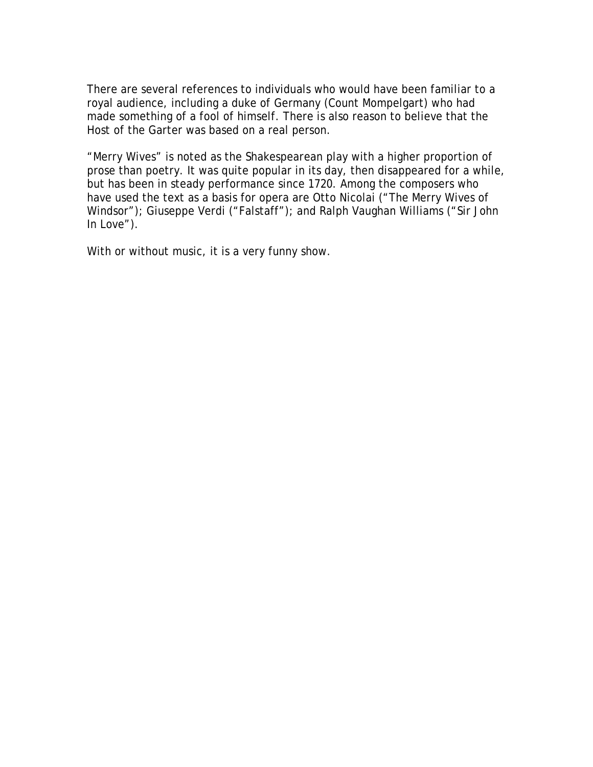There are several references to individuals who would have been familiar to a royal audience, including a duke of Germany (Count Mompelgart) who had made something of a fool of himself. There is also reason to believe that the Host of the Garter was based on a real person.

“Merry Wives” is noted as the Shakespearean play with a higher proportion of prose than poetry. It was quite popular in its day, then disappeared for a while, but has been in steady performance since 1720. Among the composers who have used the text as a basis for opera are Otto Nicolai (“The Merry Wives of Windsor”); Giuseppe Verdi (“Falstaff”); and Ralph Vaughan Williams (“Sir John In Love”).

With or without music, it is a very funny show.